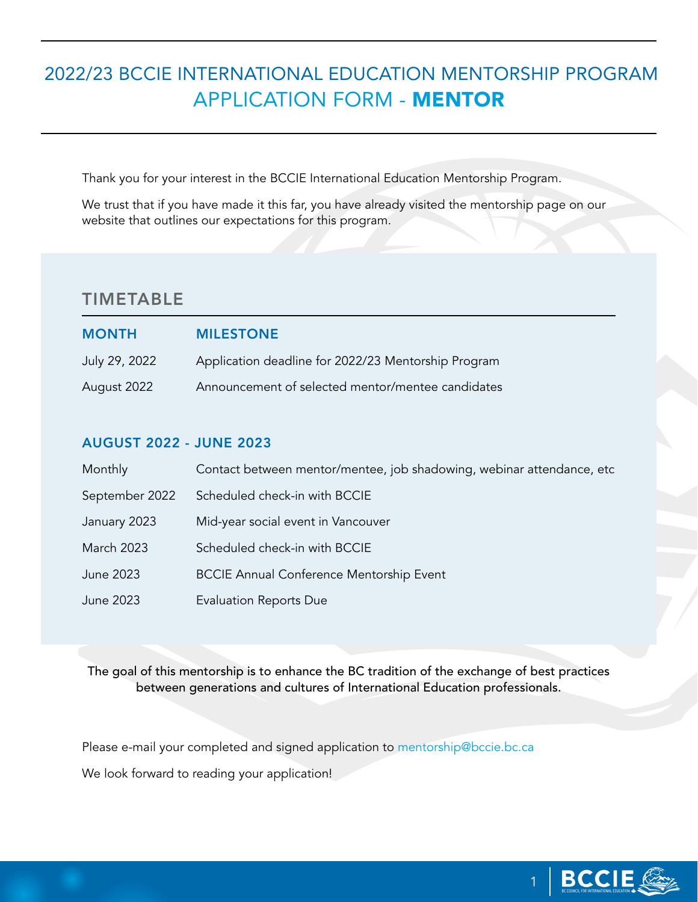# 2022/23 BCCIE INTERNATIONAL EDUCATION MENTORSHIP PROGRAM APPLICATION FORM - **MENTOR**

Thank you for your interest in the BCCIE International Education Mentorship Program.

We trust that if you have made it this far, you have already visited the mentorship page on our website that outlines our expectations for this program.

## TIMETABLE

| MONTH | MILESTONE |
| --- | --- |
| July 29, 2022 | Application deadline for 2022/23 Mentorship Program |
| August 2022 | Announcement of selected mentor/mentee candidates |

### AUGUST 2022 - JUNE 2023

| | |
| --- | --- |
| Monthly | Contact between mentor/mentee, job shadowing, webinar attendance, etc |
| September 2022 | Scheduled check-in with BCCIE |
| January 2023 | Mid-year social event in Vancouver |
| March 2023 | Scheduled check-in with BCCIE |
| June 2023 | BCCIE Annual Conference Mentorship Event |
| June 2023 | Evaluation Reports Due |

The goal of this mentorship is to enhance the BC tradition of the exchange of best practices between generations and cultures of International Education professionals.

Please e-mail your completed and signed application to mentorship@bccie.bc.ca

We look forward to reading your application!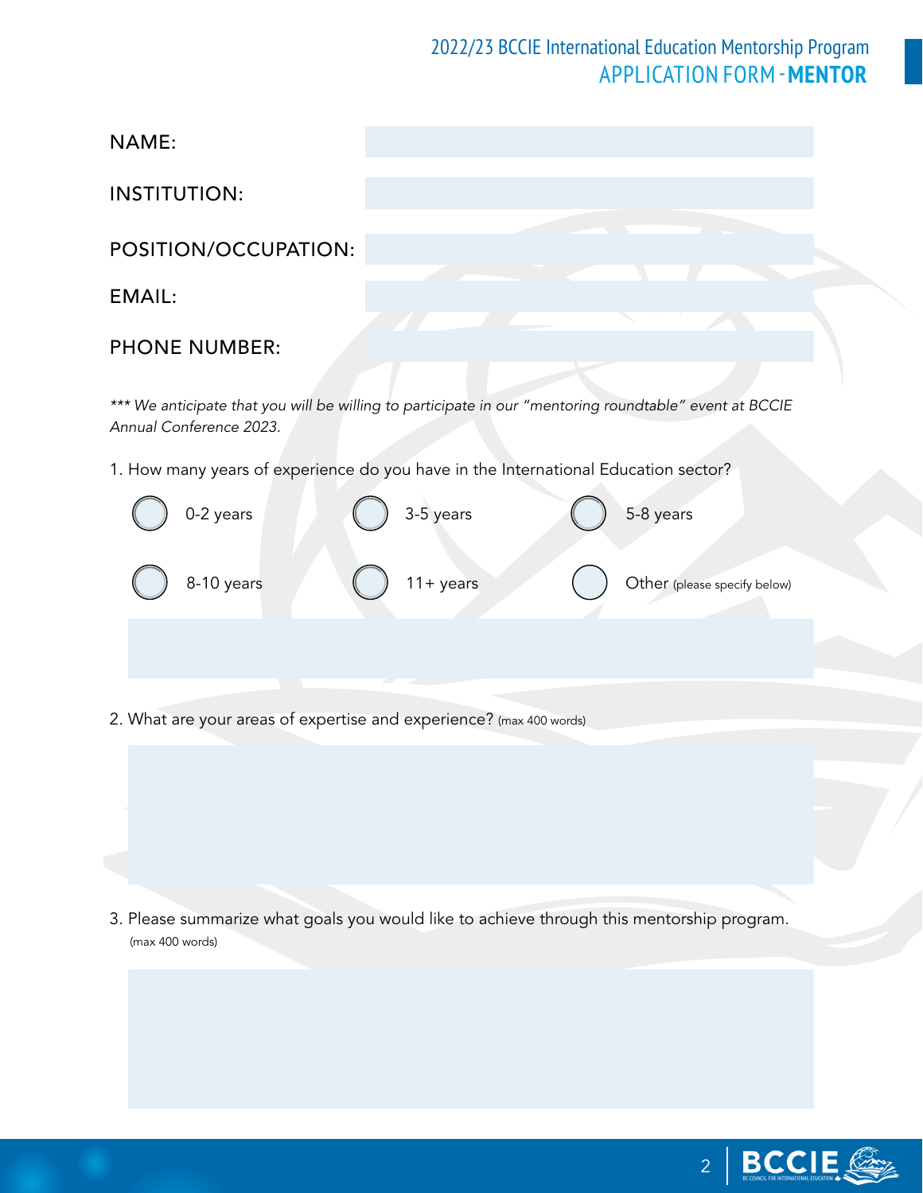# 2022/23 BCCIE International Education Mentorship Program
## APPLICATION FORM - **MENTOR**

NAME:

INSTITUTION:

POSITION/OCCUPATION:

EMAIL:

PHONE NUMBER:

*\*\*\* We anticipate that you will be willing to participate in our "mentoring roundtable" event at BCCIE Annual Conference 2023.*

1. How many years of experience do you have in the International Education sector?

- ○ 0-2 years
- ○ 3-5 years
- ○ 5-8 years
- ○ 8-10 years
- ○ 11+ years
- ○ Other (please specify below)

2. What are your areas of expertise and experience? (max 400 words)

3. Please summarize what goals you would like to achieve through this mentorship program. (max 400 words)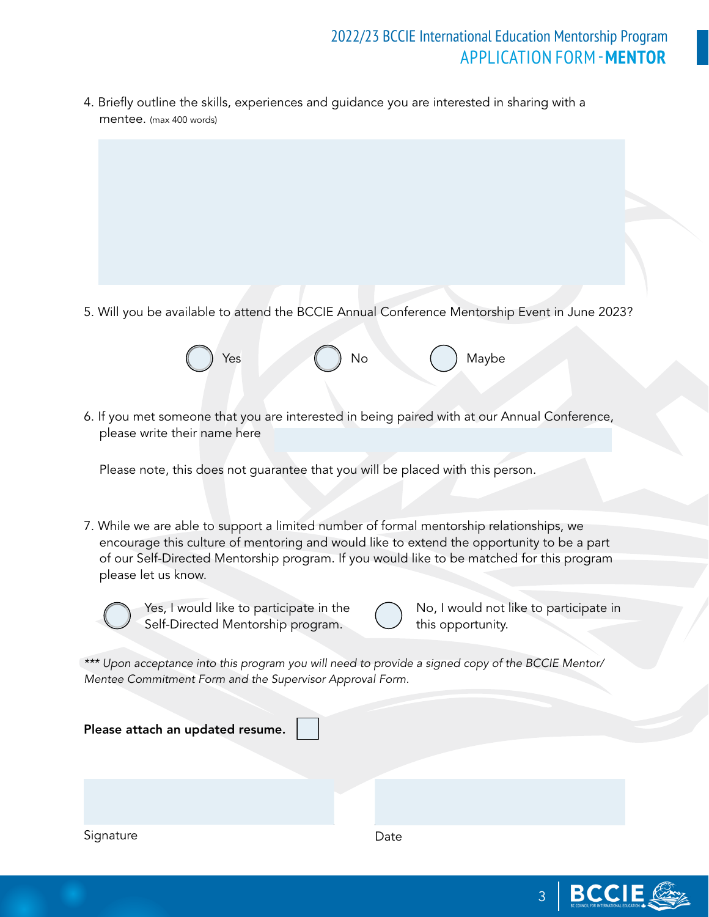4. Briefly outline the skills, experiences and guidance you are interested in sharing with a mentee. (max 400 words)

5. Will you be available to attend the BCCIE Annual Conference Mentorship Event in June 2023?

○ Yes ○ No ○ Maybe

6. If you met someone that you are interested in being paired with at our Annual Conference, please write their name here

Please note, this does not guarantee that you will be placed with this person.

7. While we are able to support a limited number of formal mentorship relationships, we encourage this culture of mentoring and would like to extend the opportunity to be a part of our Self-Directed Mentorship program. If you would like to be matched for this program please let us know.

○ Yes, I would like to participate in the Self-Directed Mentorship program.

○ No, I would not like to participate in this opportunity.

*\*\* Upon acceptance into this program you will need to provide a signed copy of the BCCIE Mentor/Mentee Commitment Form and the Supervisor Approval Form.*

**Please attach an updated resume.** ☐

Signature

Date